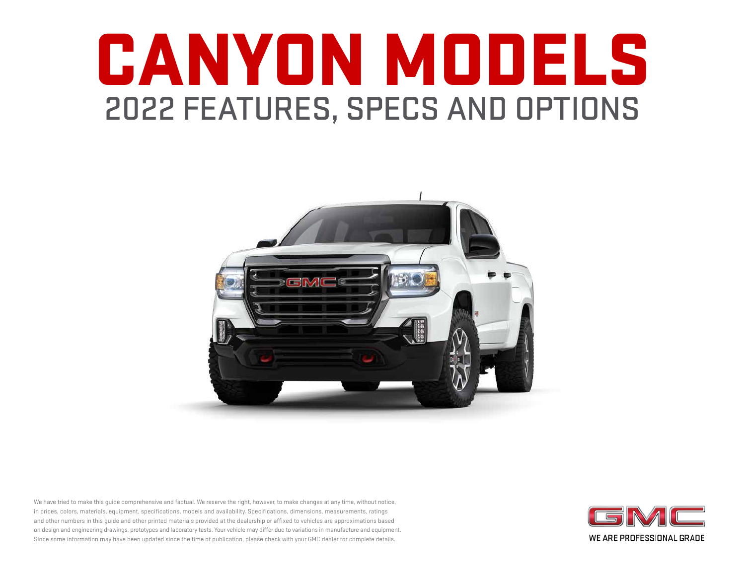# CANYON MODELS

## 2022 FEATURES, SPECS AND OPTIONS

We have tried to make this guide comprehensive and factual. We reserve the right, however, to make changes at any time, without notice, in prices, colors, materials, equipment, specifications, models and availability. Specifications, dimensions, measurements, ratings and other numbers in this guide and other printed materials provided at the dealership or affixed to vehicles are approximations based on design and engineering drawings, prototypes and laboratory tests. Your vehicle may differ due to variations in manufacture and equipment. Since some information may have been updated since the time of publication, please check with your GMC dealer for complete details.

GMC

WE ARE PROFESSIONAL GRADE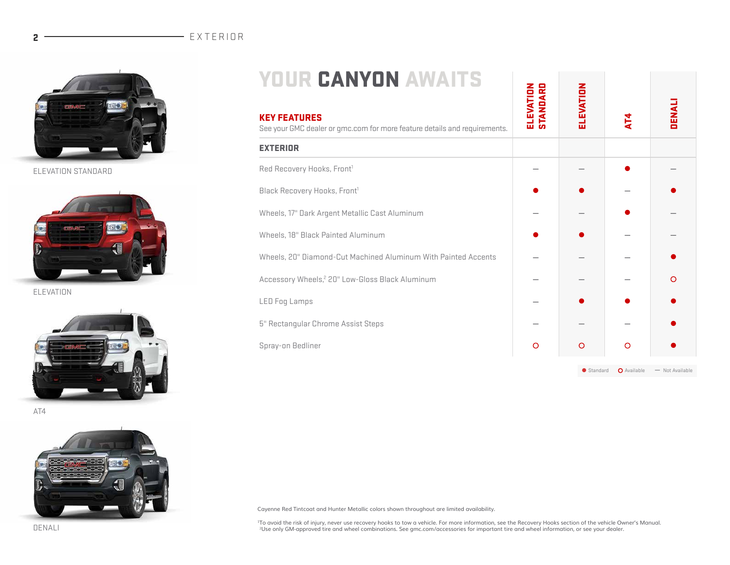EXTERIOR

ELEVATION STANDARD

ELEVATION

AT4

DENALI

# YOUR CANYON AWAITS

**KEY FEATURES**
See your GMC dealer or gmc.com for more feature details and requirements.

| EXTERIOR | ELEVATION STANDARD | ELEVATION | AT4 | DENALI |
|---|---|---|---|---|
| Red Recovery Hooks, Front[1] | — | — | ● | — |
| Black Recovery Hooks, Front[1] | ● | ● | — | ● |
| Wheels, 17" Dark Argent Metallic Cast Aluminum | — | — | ● | — |
| Wheels, 18" Black Painted Aluminum | ● | ● | — | — |
| Wheels, 20" Diamond-Cut Machined Aluminum With Painted Accents | — | — | — | ● |
| Accessory Wheels,[2] 20" Low-Gloss Black Aluminum | — | — | — | ○ |
| LED Fog Lamps | — | ● | ● | ● |
| 5" Rectangular Chrome Assist Steps | — | — | — | ● |
| Spray-on Bedliner | ○ | ○ | ○ | ● |

● Standard ○ Available — Not Available

Cayenne Red Tintcoat and Hunter Metallic colors shown throughout are limited availability.

[1]To avoid the risk of injury, never use recovery hooks to tow a vehicle. For more information, see the Recovery Hooks section of the vehicle Owner's Manual.
[2]Use only GM-approved tire and wheel combinations. See gmc.com/accessories for important tire and wheel information, or see your dealer.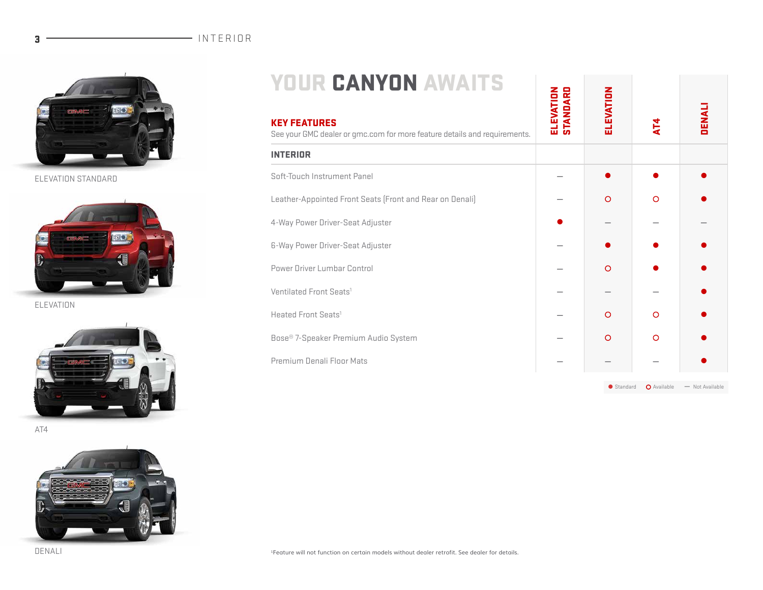# YOUR CANYON AWAITS

ELEVATION STANDARD

ELEVATION

AT4

DENALI

**KEY FEATURES**

See your GMC dealer or gmc.com for more feature details and requirements.

| INTERIOR | ELEVATION STANDARD | ELEVATION | AT4 | DENALI |
|---|---|---|---|---|
| Soft-Touch Instrument Panel | — | ● | ● | ● |
| Leather-Appointed Front Seats (Front and Rear on Denali) | — | ○ | ○ | ● |
| 4-Way Power Driver-Seat Adjuster | ● | — | — | — |
| 6-Way Power Driver-Seat Adjuster | — | ● | ● | ● |
| Power Driver Lumbar Control | — | ○ | ● | ● |
| Ventilated Front Seats[1] | — | — | — | ● |
| Heated Front Seats[1] | — | ○ | ○ | ● |
| Bose® 7-Speaker Premium Audio System | — | ○ | ○ | ● |
| Premium Denali Floor Mats | — | — | — | ● |

● Standard ○ Available — Not Available

[1]Feature will not function on certain models without dealer retrofit. See dealer for details.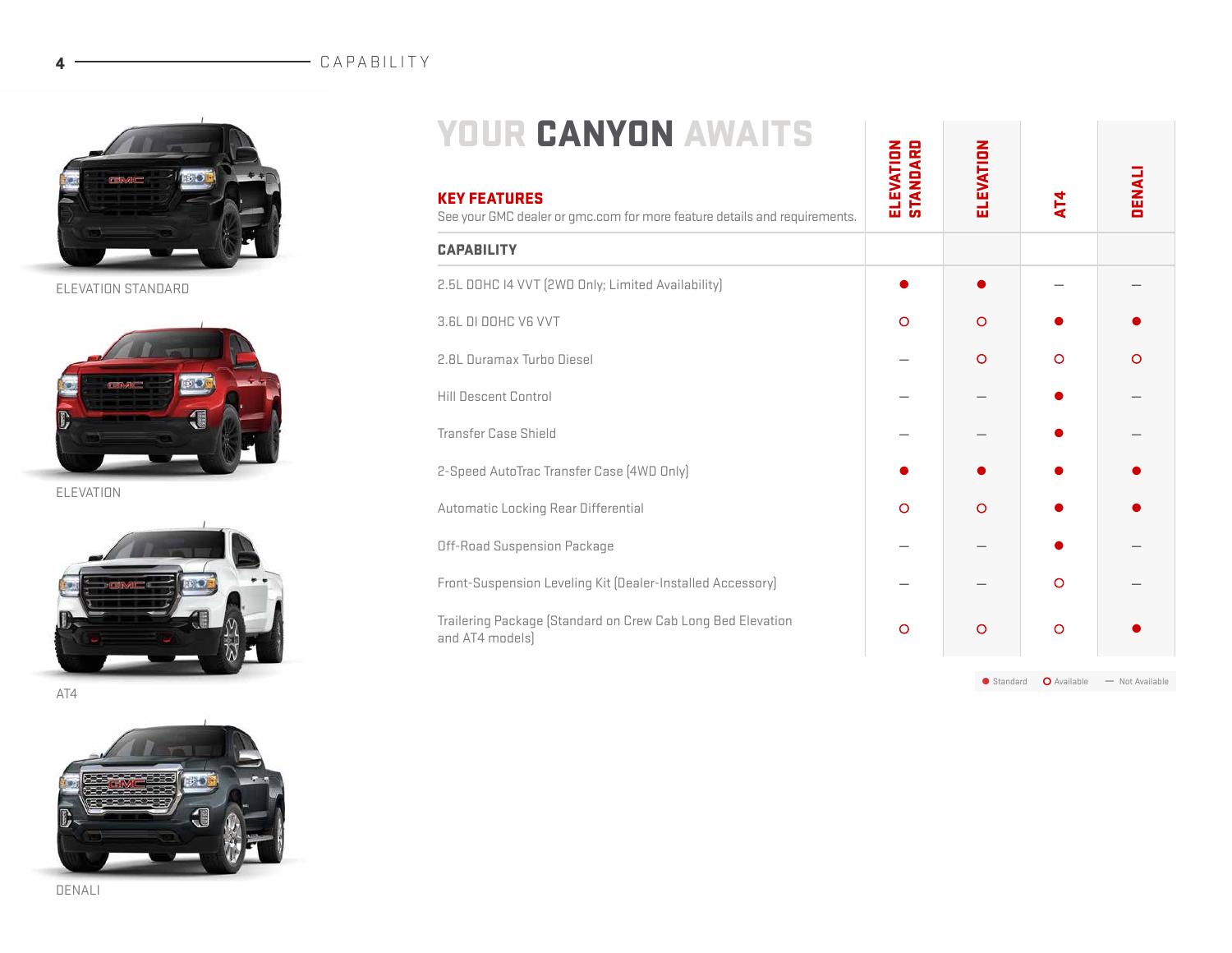# YOUR CANYON AWAITS

ELEVATION STANDARD

ELEVATION

AT4

DENALI

## KEY FEATURES

See your GMC dealer or gmc.com for more feature details and requirements.

| CAPABILITY | ELEVATION STANDARD | ELEVATION | AT4 | DENALI |
|---|---|---|---|---|
| 2.5L DOHC I4 VVT (2WD Only; Limited Availability) | ● | ● | — | — |
| 3.6L DI DOHC V6 VVT | ○ | ○ | ● | ● |
| 2.8L Duramax Turbo Diesel | — | ○ | ○ | ○ |
| Hill Descent Control | — | — | ● | — |
| Transfer Case Shield | — | — | ● | — |
| 2-Speed AutoTrac Transfer Case (4WD Only) | ● | ● | ● | ● |
| Automatic Locking Rear Differential | ○ | ○ | ● | ● |
| Off-Road Suspension Package | — | — | ● | — |
| Front-Suspension Leveling Kit (Dealer-Installed Accessory) | — | — | ○ | — |
| Trailering Package (Standard on Crew Cab Long Bed Elevation and AT4 models) | ○ | ○ | ○ | ● |

● Standard ○ Available — Not Available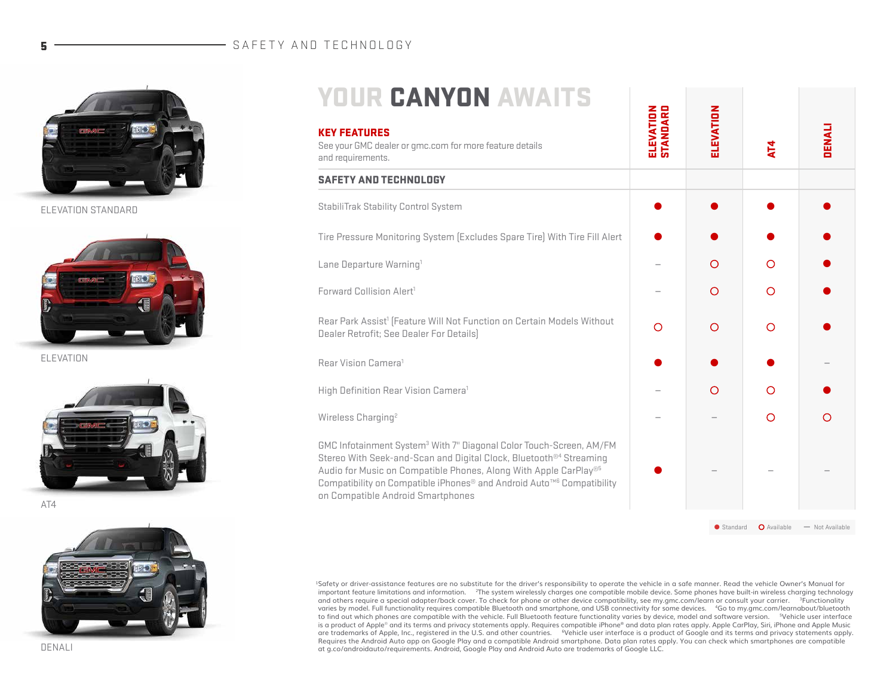# YOUR CANYON AWAITS

## KEY FEATURES

See your GMC dealer or gmc.com for more feature details and requirements.

| SAFETY AND TECHNOLOGY | ELEVATION STANDARD | ELEVATION | AT4 | DENALI |
|---|---|---|---|---|
| StabiliTrak Stability Control System | ● | ● | ● | ● |
| Tire Pressure Monitoring System (Excludes Spare Tire) With Tire Fill Alert | ● | ● | ● | ● |
| Lane Departure Warning[1] | – | ○ | ○ | ● |
| Forward Collision Alert[1] | – | ○ | ○ | ● |
| Rear Park Assist[1] (Feature Will Not Function on Certain Models Without Dealer Retrofit; See Dealer For Details) | ○ | ○ | ○ | ● |
| Rear Vision Camera[1] | ● | ● | ● | – |
| High Definition Rear Vision Camera[1] | – | ○ | ○ | ● |
| Wireless Charging[2] | – | – | ○ | ○ |
| GMC Infotainment System[3] With 7" Diagonal Color Touch-Screen, AM/FM Stereo With Seek-and-Scan and Digital Clock, Bluetooth®[4] Streaming Audio for Music on Compatible Phones, Along With Apple CarPlay®[5] Compatibility on Compatible iPhones® and Android Auto™[6] Compatibility on Compatible Android Smartphones | ● | – | – | – |

● Standard ○ Available – Not Available

ELEVATION STANDARD

ELEVATION

AT4

DENALI

[1]Safety or driver-assistance features are no substitute for the driver's responsibility to operate the vehicle in a safe manner. Read the vehicle Owner's Manual for important feature limitations and information. [2]The system wirelessly charges one compatible mobile device. Some phones have built-in wireless charging technology and others require a special adapter/back cover. To check for phone or other device compatibility, see my.gmc.com/learn or consult your carrier. [3]Functionality varies by model. Full functionality requires compatible Bluetooth and smartphone, and USB connectivity for some devices. [4]Go to my.gmc.com/learnabout/bluetooth to find out which phones are compatible with the vehicle. Full Bluetooth feature functionality varies by device, model and software version. [5]Vehicle user interface is a product of Apple® and its terms and privacy statements apply. Requires compatible iPhone® and data plan rates apply. Apple CarPlay, Siri, iPhone and Apple Music are trademarks of Apple, Inc., registered in the U.S. and other countries. [6]Vehicle user interface is a product of Google and its terms and privacy statements apply. Requires the Android Auto app on Google Play and a compatible Android smartphone. Data plan rates apply. You can check which smartphones are compatible at g.co/androidauto/requirements. Android, Google Play and Android Auto are trademarks of Google LLC.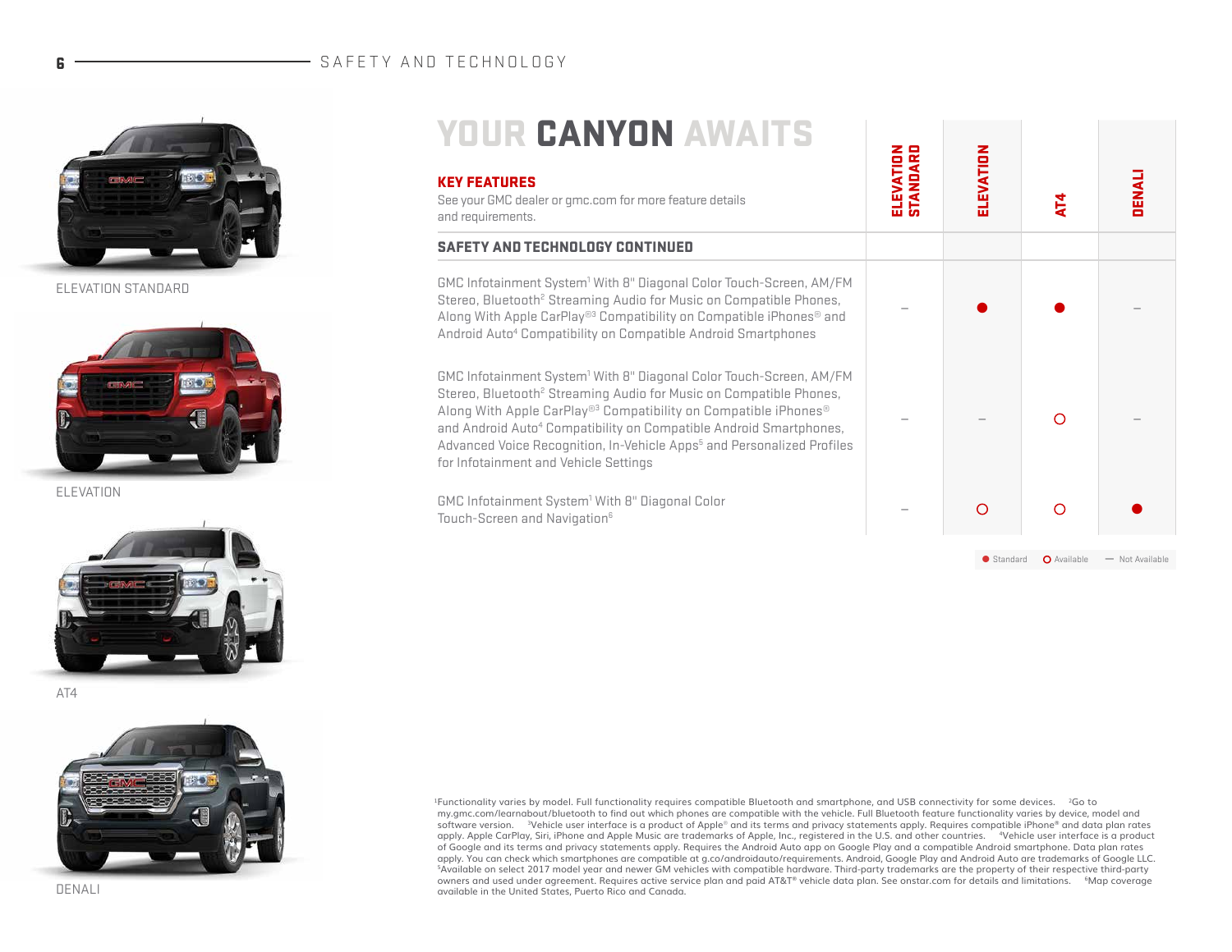ELEVATION STANDARD

ELEVATION

AT4

DENALI

# YOUR CANYON AWAITS

## KEY FEATURES

See your GMC dealer or gmc.com for more feature details and requirements.

| SAFETY AND TECHNOLOGY CONTINUED | ELEVATION STANDARD | ELEVATION | AT4 | DENALI |
|---|---|---|---|---|
| GMC Infotainment System[1] With 8" Diagonal Color Touch-Screen, AM/FM Stereo, Bluetooth[2] Streaming Audio for Music on Compatible Phones, Along With Apple CarPlay®[3] Compatibility on Compatible iPhones® and Android Auto[4] Compatibility on Compatible Android Smartphones | – | ● | ● | – |
| GMC Infotainment System[1] With 8" Diagonal Color Touch-Screen, AM/FM Stereo, Bluetooth[2] Streaming Audio for Music on Compatible Phones, Along With Apple CarPlay®[3] Compatibility on Compatible iPhones® and Android Auto[4] Compatibility on Compatible Android Smartphones, Advanced Voice Recognition, In-Vehicle Apps[5] and Personalized Profiles for Infotainment and Vehicle Settings | – | – | ○ | – |
| GMC Infotainment System[1] With 8" Diagonal Color Touch-Screen and Navigation[6] | – | ○ | ○ | ● |

● Standard ○ Available — Not Available

[1]Functionality varies by model. Full functionality requires compatible Bluetooth and smartphone, and USB connectivity for some devices. [2]Go to my.gmc.com/learnabout/bluetooth to find out which phones are compatible with the vehicle. Full Bluetooth feature functionality varies by device, model and software version. [3]Vehicle user interface is a product of Apple® and its terms and privacy statements apply. Requires compatible iPhone® and data plan rates apply. Apple CarPlay, Siri, iPhone and Apple Music are trademarks of Apple, Inc., registered in the U.S. and other countries. [4]Vehicle user interface is a product of Google and its terms and privacy statements apply. Requires the Android Auto app on Google Play and a compatible Android smartphone. Data plan rates apply. You can check which smartphones are compatible at g.co/androidauto/requirements. Android, Google Play and Android Auto are trademarks of Google LLC. [5]Available on select 2017 model year and newer GM vehicles with compatible hardware. Third-party trademarks are the property of their respective third-party owners and used under agreement. Requires active service plan and paid AT&T® vehicle data plan. See onstar.com for details and limitations. [6]Map coverage available in the United States, Puerto Rico and Canada.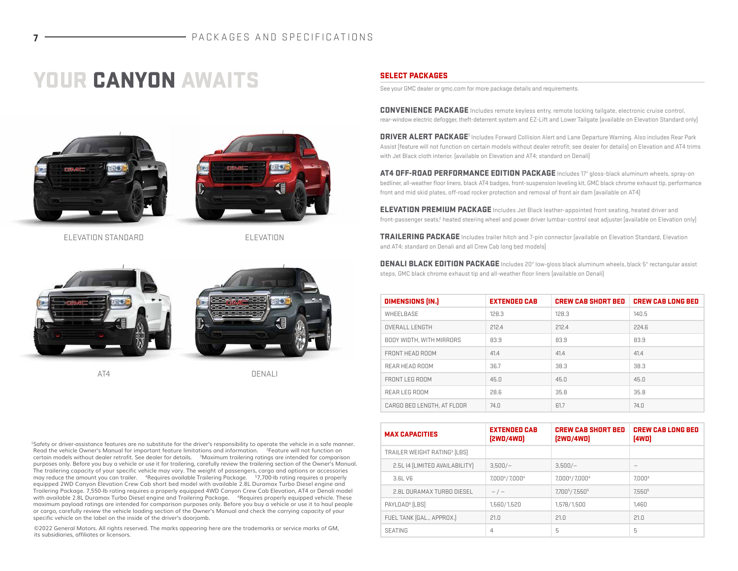# YOUR CANYON AWAITS

ELEVATION STANDARD

ELEVATION

AT4

DENALI

## SELECT PACKAGES

See your GMC dealer or gmc.com for more package details and requirements.

**CONVENIENCE PACKAGE** Includes remote keyless entry, remote locking tailgate, electronic cruise control, rear-window electric defogger, theft-deterrent system and EZ-Lift and Lower Tailgate (available on Elevation Standard only)

**DRIVER ALERT PACKAGE**[1] Includes Forward Collision Alert and Lane Departure Warning. Also includes Rear Park Assist (feature will not function on certain models without dealer retrofit; see dealer for details) on Elevation and AT4 trims with Jet Black cloth interior. (available on Elevation and AT4; standard on Denali)

**AT4 OFF-ROAD PERFORMANCE EDITION PACKAGE** Includes 17" gloss-black aluminum wheels, spray-on bedliner, all-weather floor liners, black AT4 badges, front-suspension leveling kit, GMC black chrome exhaust tip, performance front and mid skid plates, off-road rocker protection and removal of front air dam (available on AT4)

**ELEVATION PREMIUM PACKAGE** Includes Jet Black leather-appointed front seating, heated driver and front-passenger seats,[2] heated steering wheel and power driver lumbar-control seat adjuster (available on Elevation only)

**TRAILERING PACKAGE** Includes trailer hitch and 7-pin connector (available on Elevation Standard, Elevation and AT4; standard on Denali and all Crew Cab long bed models)

**DENALI BLACK EDITION PACKAGE** Includes 20" low-gloss black aluminum wheels, black 5" rectangular assist steps, GMC black chrome exhaust tip and all-weather floor liners (available on Denali)

| DIMENSIONS (IN.) | EXTENDED CAB | CREW CAB SHORT BED | CREW CAB LONG BED |
|---|---|---|---|
| WHEELBASE | 128.3 | 128.3 | 140.5 |
| OVERALL LENGTH | 212.4 | 212.4 | 224.6 |
| BODY WIDTH, WITH MIRRORS | 83.9 | 83.9 | 83.9 |
| FRONT HEAD ROOM | 41.4 | 41.4 | 41.4 |
| REAR HEAD ROOM | 36.7 | 38.3 | 38.3 |
| FRONT LEG ROOM | 45.0 | 45.0 | 45.0 |
| REAR LEG ROOM | 28.6 | 35.8 | 35.8 |
| CARGO BED LENGTH, AT FLOOR | 74.0 | 61.7 | 74.0 |

| MAX CAPACITIES | EXTENDED CAB (2WD/4WD) | CREW CAB SHORT BED (2WD/4WD) | CREW CAB LONG BED (4WD) |
|---|---|---|---|
| TRAILER WEIGHT RATING[3] (LBS) | | | |
| 2.5L I4 (LIMITED AVAILABILITY) | 3,500/– | 3,500/– | – |
| 3.6L V6 | 7,000[4]/7,000[4] | 7,000[4]/7,000[4] | 7,000[4] |
| 2.8L DURAMAX TURBO DIESEL | –/– | 7,700[5]/7,550[5] | 7,550[5] |
| PAYLOAD[6] (LBS) | 1,560/1,520 | 1,578/1,500 | 1,460 |
| FUEL TANK (GAL., APPROX.) | 21.0 | 21.0 | 21.0 |
| SEATING | 4 | 5 | 5 |

[1]Safety or driver-assistance features are no substitute for the driver's responsibility to operate the vehicle in a safe manner. Read the vehicle Owner's Manual for important feature limitations and information. [2]Feature will not function on certain models without dealer retrofit. See dealer for details. [3]Maximum trailering ratings are intended for comparison purposes only. Before you buy a vehicle or use it for trailering, carefully review the trailering section of the Owner's Manual. The trailering capacity of your specific vehicle may vary. The weight of passengers, cargo and options or accessories may reduce the amount you can trailer. [4]Requires available Trailering Package. [5]7,700-lb rating requires a properly equipped 2WD Canyon Elevation Crew Cab short bed model with available 2.8L Duramax Turbo Diesel engine and Trailering Package. 7,550-lb rating requires a properly equipped 4WD Canyon Crew Cab Elevation, AT4 or Denali model with available 2.8L Duramax Turbo Diesel engine and Trailering Package. [6]Requires properly equipped vehicle. These maximum payload ratings are intended for comparison purposes only. Before you buy a vehicle or use it to haul people or cargo, carefully review the vehicle loading section of the Owner's Manual and check the carrying capacity of your specific vehicle on the label on the inside of the driver's doorjamb.

©2022 General Motors. All rights reserved. The marks appearing here are the trademarks or service marks of GM, its subsidiaries, affiliates or licensors.